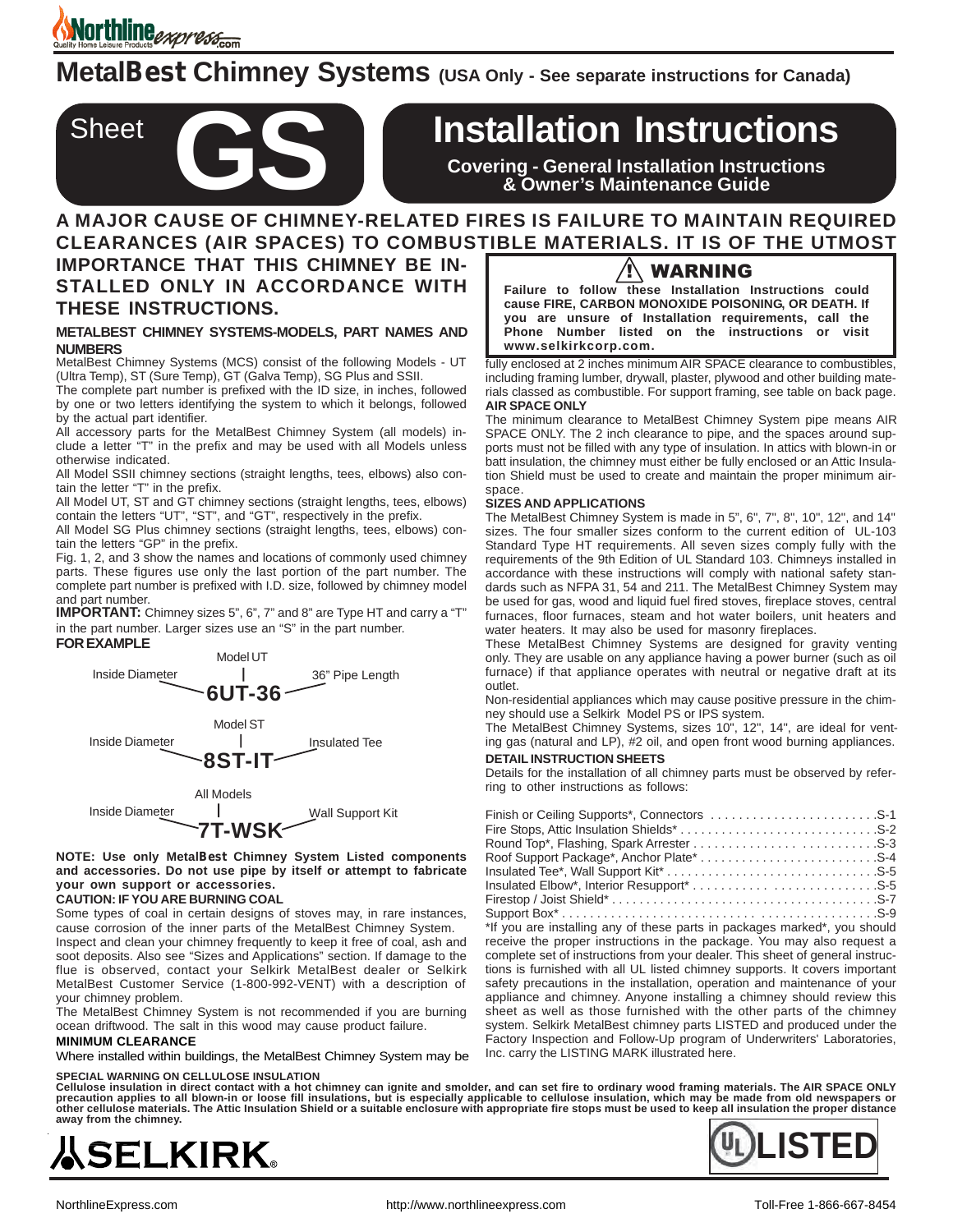# MetalBest Chimney Systems (USA Only - See separate instructions for Canada)

## Sheet GS

## Installation Instructions

**Covering - General Installation Instructions & Owner's Maintenance Guide**

**A MAJOR CAUSE OF CHIMNEY-RELATED FIRES IS FAILURE TO MAINTAIN REQUIRED CLEARANCES (AIR SPACES) TO COMBUSTIBLE MATERIALS. IT IS OF THE UTMOST IMPORTANCE THAT THIS CHIMNEY BE INSTALLED ONLY IN ACCORDANCE WITH THESE INSTRUCTIONS.**

> **⚠ WARNING**
>
> **Failure to follow these Installation Instructions could cause FIRE, CARBON MONOXIDE POISONING, OR DEATH. If you are unsure of Installation requirements, call the Phone Number listed on the instructions or visit www.selkirkcorp.com.**

### METALBEST CHIMNEY SYSTEMS-MODELS, PART NAMES AND NUMBERS

MetalBest Chimney Systems (MCS) consist of the following Models - UT (Ultra Temp), ST (Sure Temp), GT (Galva Temp), SG Plus and SSII.

The complete part number is prefixed with the ID size, in inches, followed by one or two letters identifying the system to which it belongs, followed by the actual part identifier.

All accessory parts for the MetalBest Chimney System (all models) include a letter "T" in the prefix and may be used with all Models unless otherwise indicated.

All Model SSII chimney sections (straight lengths, tees, elbows) also contain the letter "T" in the prefix.

All Model UT, ST and GT chimney sections (straight lengths, tees, elbows) contain the letters "UT", "ST", and "GT", respectively in the prefix.

All Model SG Plus chimney sections (straight lengths, tees, elbows) contain the letters "GP" in the prefix.

Fig. 1, 2, and 3 show the names and locations of commonly used chimney parts. These figures use only the last portion of the part number. The complete part number is prefixed with I.D. size, followed by chimney model and part number.

**IMPORTANT:** Chimney sizes 5", 6", 7" and 8" are Type HT and carry a "T" in the part number. Larger sizes use an "S" in the part number.

**FOR EXAMPLE**

- **6UT-36** — Inside Diameter (6), Model UT, 36" Pipe Length
- **8ST-IT** — Inside Diameter (8), Model ST, Insulated Tee
- **7T-WSK** — Inside Diameter (7), All Models, Wall Support Kit

**NOTE: Use only MetalBest Chimney System Listed components and accessories. Do not use pipe by itself or attempt to fabricate your own support or accessories.**

**CAUTION: IF YOU ARE BURNING COAL**

Some types of coal in certain designs of stoves may, in rare instances, cause corrosion of the inner parts of the MetalBest Chimney System. Inspect and clean your chimney frequently to keep it free of coal, ash and soot deposits. Also see "Sizes and Applications" section. If damage to the flue is observed, contact your Selkirk MetalBest dealer or Selkirk MetalBest Customer Service (1-800-992-VENT) with a description of your chimney problem.

The MetalBest Chimney System is not recommended if you are burning ocean driftwood. The salt in this wood may cause product failure.

**MINIMUM CLEARANCE**

Where installed within buildings, the MetalBest Chimney System may be fully enclosed at 2 inches minimum AIR SPACE clearance to combustibles, including framing lumber, drywall, plaster, plywood and other building materials classed as combustible. For support framing, see table on back page.

**AIR SPACE ONLY**

The minimum clearance to MetalBest Chimney System pipe means AIR SPACE ONLY. The 2 inch clearance to pipe, and the spaces around supports must not be filled with any type of insulation. In attics with blown-in or batt insulation, the chimney must either be fully enclosed or an Attic Insulation Shield must be used to create and maintain the proper minimum air-space.

**SIZES AND APPLICATIONS**

The MetalBest Chimney System is made in 5", 6", 7", 8", 10", 12", and 14" sizes. The four smaller sizes conform to the current edition of UL-103 Standard Type HT requirements. All seven sizes comply fully with the requirements of the 9th Edition of UL Standard 103. Chimneys installed in accordance with these instructions will comply with national safety standards such as NFPA 31, 54 and 211. The MetalBest Chimney System may be used for gas, wood and liquid fuel fired stoves, fireplace stoves, central furnaces, floor furnaces, steam and hot water boilers, unit heaters and water heaters. It may also be used for masonry fireplaces.

These MetalBest Chimney Systems are designed for gravity venting only. They are usable on any appliance having a power burner (such as oil furnace) if that appliance operates with neutral or negative draft at its outlet.

Non-residential appliances which may cause positive pressure in the chimney should use a Selkirk Model PS or IPS system.

The MetalBest Chimney Systems, sizes 10", 12", 14", are ideal for venting gas (natural and LP), #2 oil, and open front wood burning appliances.

**DETAIL INSTRUCTION SHEETS**

Details for the installation of all chimney parts must be observed by referring to other instructions as follows:

| Part | Sheet |
|---|---|
| Finish or Ceiling Supports*, Connectors | S-1 |
| Fire Stops, Attic Insulation Shields* | S-2 |
| Round Top*, Flashing, Spark Arrester | S-3 |
| Roof Support Package*, Anchor Plate* | S-4 |
| Insulated Tee*, Wall Support Kit* | S-5 |
| Insulated Elbow*, Interior Resupport* | S-5 |
| Firestop / Joist Shield* | S-7 |
| Support Box* | S-9 |

*If you are installing any of these parts in packages marked*, you should receive the proper instructions in the package. You may also request a complete set of instructions from your dealer. This sheet of general instructions is furnished with all UL listed chimney supports. It covers important safety precautions in the installation, operation and maintenance of your appliance and chimney. Anyone installing a chimney should review this sheet as well as those furnished with the other parts of the chimney system. Selkirk MetalBest chimney parts LISTED and produced under the Factory Inspection and Follow-Up program of Underwriters' Laboratories, Inc. carry the LISTING MARK illustrated here.

**SPECIAL WARNING ON CELLULOSE INSULATION**

**Cellulose insulation in direct contact with a hot chimney can ignite and smolder, and can set fire to ordinary wood framing materials. The AIR SPACE ONLY precaution applies to all blown-in or loose fill insulations, but is especially applicable to cellulose insulation, which may be made from old newspapers or other cellulose materials. The Attic Insulation Shield or a suitable enclosure with appropriate fire stops must be used to keep all insulation the proper distance away from the chimney.**

SELKIRK® — UL LISTED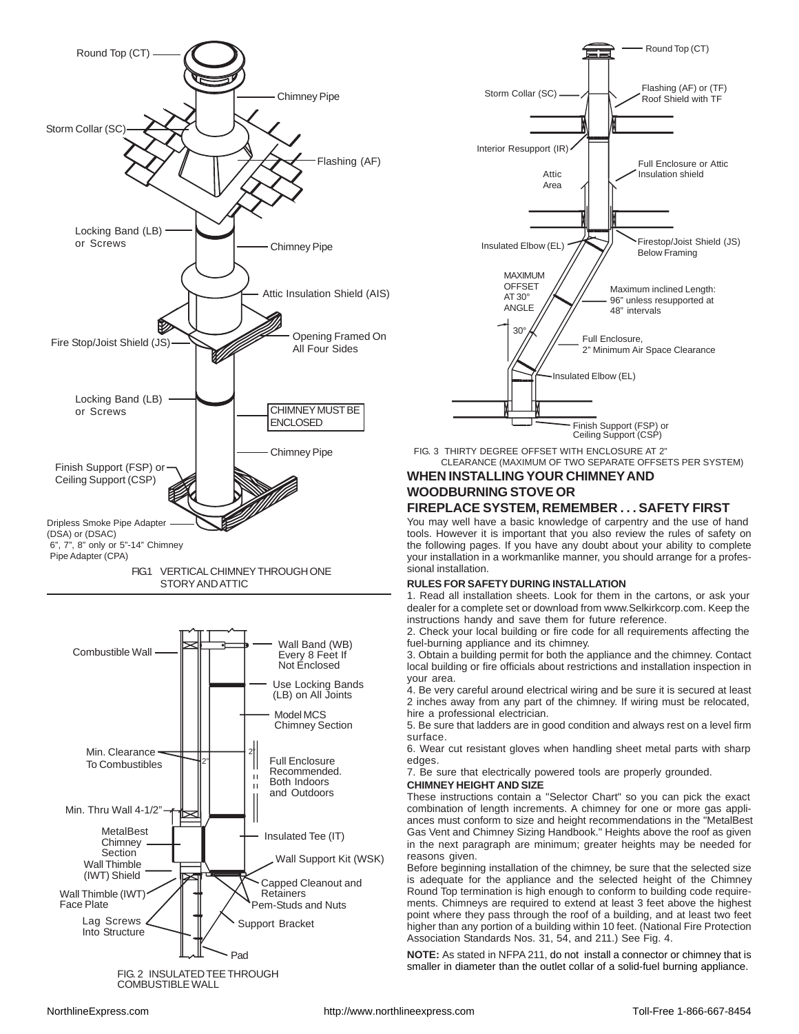FIG.1 VERTICAL CHIMNEY THROUGH ONE STORY AND ATTIC

FIG. 2 INSULATED TEE THROUGH COMBUSTIBLE WALL

FIG. 3 THIRTY DEGREE OFFSET WITH ENCLOSURE AT 2" CLEARANCE (MAXIMUM OF TWO SEPARATE OFFSETS PER SYSTEM)

## WHEN INSTALLING YOUR CHIMNEY AND WOODBURNING STOVE OR FIREPLACE SYSTEM, REMEMBER . . . SAFETY FIRST

You may well have a basic knowledge of carpentry and the use of hand tools. However it is important that you also review the rules of safety on the following pages. If you have any doubt about your ability to complete your installation in a workmanlike manner, you should arrange for a professional installation.

### RULES FOR SAFETY DURING INSTALLATION

1. Read all installation sheets. Look for them in the cartons, or ask your dealer for a complete set or download from www.Selkirkcorp.com. Keep the instructions handy and save them for future reference.
2. Check your local building or fire code for all requirements affecting the fuel-burning appliance and its chimney.
3. Obtain a building permit for both the appliance and the chimney. Contact local building or fire officials about restrictions and installation inspection in your area.
4. Be very careful around electrical wiring and be sure it is secured at least 2 inches away from any part of the chimney. If wiring must be relocated, hire a professional electrician.
5. Be sure that ladders are in good condition and always rest on a level firm surface.
6. Wear cut resistant gloves when handling sheet metal parts with sharp edges.
7. Be sure that electrically powered tools are properly grounded.

### CHIMNEY HEIGHT AND SIZE

These instructions contain a "Selector Chart" so you can pick the exact combination of length increments. A chimney for one or more gas appliances must conform to size and height recommendations in the "MetalBest Gas Vent and Chimney Sizing Handbook." Heights above the roof as given in the next paragraph are minimum; greater heights may be needed for reasons given.

Before beginning installation of the chimney, be sure that the selected size is adequate for the appliance and the selected height of the Chimney Round Top termination is high enough to conform to building code requirements. Chimneys are required to extend at least 3 feet above the highest point where they pass through the roof of a building, and at least two feet higher than any portion of a building within 10 feet. (National Fire Protection Association Standards Nos. 31, 54, and 211.) See Fig. 4.

**NOTE:** As stated in NFPA 211, do not install a connector or chimney that is smaller in diameter than the outlet collar of a solid-fuel burning appliance.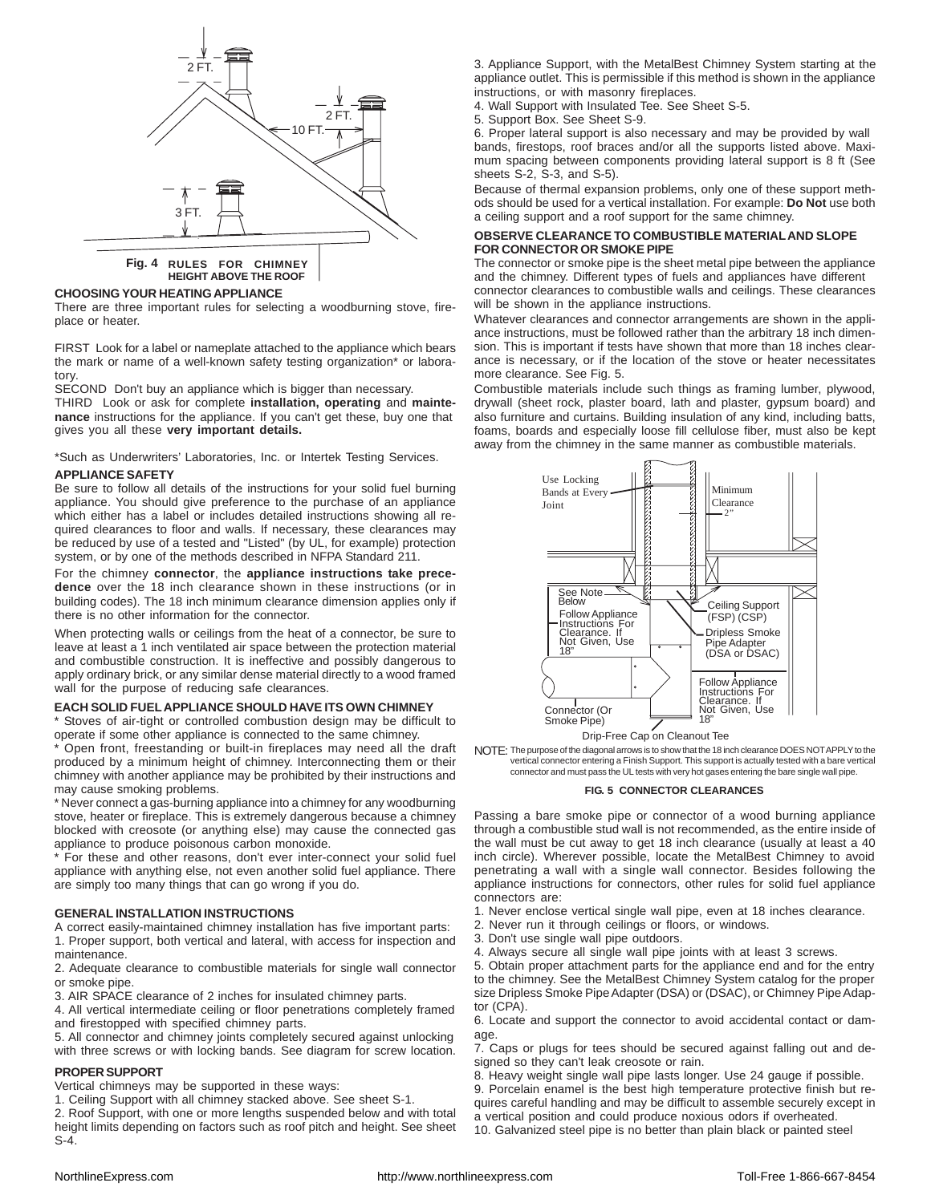2 FT.

2 FT.

10 FT.

3 FT.

**Fig. 4 RULES FOR CHIMNEY HEIGHT ABOVE THE ROOF**

### CHOOSING YOUR HEATING APPLIANCE

There are three important rules for selecting a woodburning stove, fireplace or heater.

FIRST Look for a label or nameplate attached to the appliance which bears the mark or name of a well-known safety testing organization* or laboratory.

SECOND Don't buy an appliance which is bigger than necessary.

THIRD Look or ask for complete **installation, operating** and **maintenance** instructions for the appliance. If you can't get these, buy one that gives you all these **very important details.**

*Such as Underwriters' Laboratories, Inc. or Intertek Testing Services.

### APPLIANCE SAFETY

Be sure to follow all details of the instructions for your solid fuel burning appliance. You should give preference to the purchase of an appliance which either has a label or includes detailed instructions showing all required clearances to floor and walls. If necessary, these clearances may be reduced by use of a tested and "Listed" (by UL, for example) protection system, or by one of the methods described in NFPA Standard 211.

For the chimney **connector**, the **appliance instructions take precedence** over the 18 inch clearance shown in these instructions (or in building codes). The 18 inch minimum clearance dimension applies only if there is no other information for the connector.

When protecting walls or ceilings from the heat of a connector, be sure to leave at least a 1 inch ventilated air space between the protection material and combustible construction. It is ineffective and possibly dangerous to apply ordinary brick, or any similar dense material directly to a wood framed wall for the purpose of reducing safe clearances.

### EACH SOLID FUEL APPLIANCE SHOULD HAVE ITS OWN CHIMNEY

* Stoves of air-tight or controlled combustion design may be difficult to operate if some other appliance is connected to the same chimney.

* Open front, freestanding or built-in fireplaces may need all the draft produced by a minimum height of chimney. Interconnecting them or their chimney with another appliance may be prohibited by their instructions and may cause smoking problems.

* Never connect a gas-burning appliance into a chimney for any woodburning stove, heater or fireplace. This is extremely dangerous because a chimney blocked with creosote (or anything else) may cause the connected gas appliance to produce poisonous carbon monoxide.

* For these and other reasons, don't ever inter-connect your solid fuel appliance with anything else, not even another solid fuel appliance. There are simply too many things that can go wrong if you do.

### GENERAL INSTALLATION INSTRUCTIONS

A correct easily-maintained chimney installation has five important parts:

1. Proper support, both vertical and lateral, with access for inspection and maintenance.
2. Adequate clearance to combustible materials for single wall connector or smoke pipe.
3. AIR SPACE clearance of 2 inches for insulated chimney parts.
4. All vertical intermediate ceiling or floor penetrations completely framed and firestopped with specified chimney parts.
5. All connector and chimney joints completely secured against unlocking with three screws or with locking bands. See diagram for screw location.

### PROPER SUPPORT

Vertical chimneys may be supported in these ways:

1. Ceiling Support with all chimney stacked above. See sheet S-1.
2. Roof Support, with one or more lengths suspended below and with total height limits depending on factors such as roof pitch and height. See sheet S-4.
3. Appliance Support, with the MetalBest Chimney System starting at the appliance outlet. This is permissible if this method is shown in the appliance instructions, or with masonry fireplaces.
4. Wall Support with Insulated Tee. See Sheet S-5.
5. Support Box. See Sheet S-9.
6. Proper lateral support is also necessary and may be provided by wall bands, firestops, roof braces and/or all the supports listed above. Maximum spacing between components providing lateral support is 8 ft (See sheets S-2, S-3, and S-5).

Because of thermal expansion problems, only one of these support methods should be used for a vertical installation. For example: **Do Not** use both a ceiling support and a roof support for the same chimney.

### OBSERVE CLEARANCE TO COMBUSTIBLE MATERIAL AND SLOPE FOR CONNECTOR OR SMOKE PIPE

The connector or smoke pipe is the sheet metal pipe between the appliance and the chimney. Different types of fuels and appliances have different connector clearances to combustible walls and ceilings. These clearances will be shown in the appliance instructions.

Whatever clearances and connector arrangements are shown in the appliance instructions, must be followed rather than the arbitrary 18 inch dimension. This is important if tests have shown that more than 18 inches clearance is necessary, or if the location of the stove or heater necessitates more clearance. See Fig. 5.

Combustible materials include such things as framing lumber, plywood, drywall (sheet rock, plaster board, lath and plaster, gypsum board) and also furniture and curtains. Building insulation of any kind, including batts, foams, boards and especially loose fill cellulose fiber, must also be kept away from the chimney in the same manner as combustible materials.

Use Locking Bands at Every Joint

Minimum Clearance 2"

See Note Below

Follow Appliance Instructions For Clearance. If Not Given, Use 18"

Ceiling Support (FSP) (CSP)

Dripless Smoke Pipe Adapter (DSA or DSAC)

Follow Appliance Instructions For Clearance. If Not Given, Use 18"

Connector (Or Smoke Pipe)

Drip-Free Cap on Cleanout Tee

NOTE: The purpose of the diagonal arrows is to show that the 18 inch clearance DOES NOT APPLY to the vertical connector entering a Finish Support. This support is actually tested with a bare vertical connector and must pass the UL tests with very hot gases entering the bare single wall pipe.

**FIG. 5 CONNECTOR CLEARANCES**

Passing a bare smoke pipe or connector of a wood burning appliance through a combustible stud wall is not recommended, as the entire inside of the wall must be cut away to get 18 inch clearance (usually at least a 40 inch circle). Wherever possible, locate the MetalBest Chimney to avoid penetrating a wall with a single wall connector. Besides following the appliance instructions for connectors, other rules for solid fuel appliance connectors are:

1. Never enclose vertical single wall pipe, even at 18 inches clearance.
2. Never run it through ceilings or floors, or windows.
3. Don't use single wall pipe outdoors.
4. Always secure all single wall pipe joints with at least 3 screws.
5. Obtain proper attachment parts for the appliance end and for the entry to the chimney. See the MetalBest Chimney System catalog for the proper size Dripless Smoke Pipe Adapter (DSA) or (DSAC), or Chimney Pipe Adaptor (CPA).
6. Locate and support the connector to avoid accidental contact or damage.
7. Caps or plugs for tees should be secured against falling out and designed so they can't leak creosote or rain.
8. Heavy weight single wall pipe lasts longer. Use 24 gauge if possible.
9. Porcelain enamel is the best high temperature protective finish but requires careful handling and may be difficult to assemble securely except in a vertical position and could produce noxious odors if overheated.
10. Galvanized steel pipe is no better than plain black or painted steel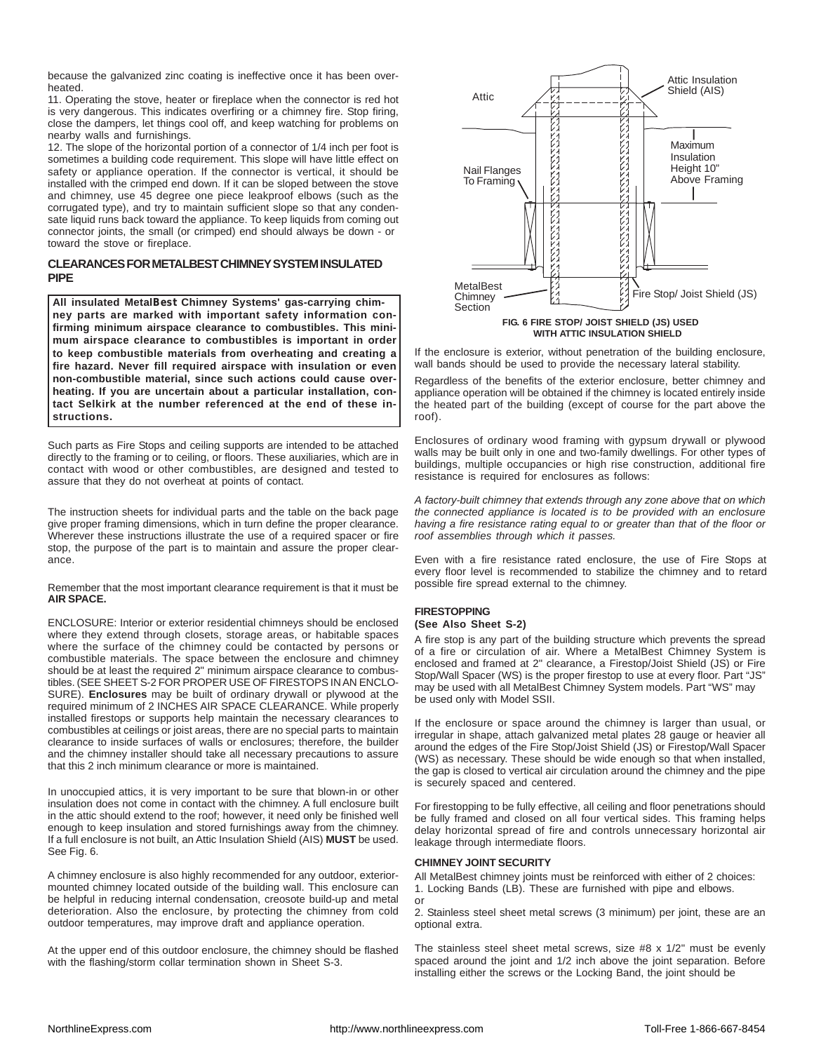because the galvanized zinc coating is ineffective once it has been overheated.

11. Operating the stove, heater or fireplace when the connector is red hot is very dangerous. This indicates overfiring or a chimney fire. Stop firing, close the dampers, let things cool off, and keep watching for problems on nearby walls and furnishings.

12. The slope of the horizontal portion of a connector of 1/4 inch per foot is sometimes a building code requirement. This slope will have little effect on safety or appliance operation. If the connector is vertical, it should be installed with the crimped end down. If it can be sloped between the stove and chimney, use 45 degree one piece leakproof elbows (such as the corrugated type), and try to maintain sufficient slope so that any condensate liquid runs back toward the appliance. To keep liquids from coming out connector joints, the small (or crimped) end should always be down - or toward the stove or fireplace.

## CLEARANCES FOR METALBEST CHIMNEY SYSTEM INSULATED PIPE

**All insulated MetalBest Chimney Systems' gas-carrying chimney parts are marked with important safety information confirming minimum airspace clearance to combustibles. This minimum airspace clearance to combustibles is important in order to keep combustible materials from overheating and creating a fire hazard. Never fill required airspace with insulation or even non-combustible material, since such actions could cause overheating. If you are uncertain about a particular installation, contact Selkirk at the number referenced at the end of these instructions.**

Such parts as Fire Stops and ceiling supports are intended to be attached directly to the framing or to ceiling, or floors. These auxiliaries, which are in contact with wood or other combustibles, are designed and tested to assure that they do not overheat at points of contact.

The instruction sheets for individual parts and the table on the back page give proper framing dimensions, which in turn define the proper clearance. Wherever these instructions illustrate the use of a required spacer or fire stop, the purpose of the part is to maintain and assure the proper clearance.

Remember that the most important clearance requirement is that it must be **AIR SPACE.**

ENCLOSURE: Interior or exterior residential chimneys should be enclosed where they extend through closets, storage areas, or habitable spaces where the surface of the chimney could be contacted by persons or combustible materials. The space between the enclosure and chimney should be at least the required 2" minimum airspace clearance to combustibles. (SEE SHEET S-2 FOR PROPER USE OF FIRESTOPS IN AN ENCLOSURE). **Enclosures** may be built of ordinary drywall or plywood at the required minimum of 2 INCHES AIR SPACE CLEARANCE. While properly installed firestops or supports help maintain the necessary clearances to combustibles at ceilings or joist areas, there are no special parts to maintain clearance to inside surfaces of walls or enclosures; therefore, the builder and the chimney installer should take all necessary precautions to assure that this 2 inch minimum clearance or more is maintained.

In unoccupied attics, it is very important to be sure that blown-in or other insulation does not come in contact with the chimney. A full enclosure built in the attic should extend to the roof; however, it need only be finished well enough to keep insulation and stored furnishings away from the chimney. If a full enclosure is not built, an Attic Insulation Shield (AIS) **MUST** be used. See Fig. 6.

A chimney enclosure is also highly recommended for any outdoor, exterior-mounted chimney located outside of the building wall. This enclosure can be helpful in reducing internal condensation, creosote build-up and metal deterioration. Also the enclosure, by protecting the chimney from cold outdoor temperatures, may improve draft and appliance operation.

At the upper end of this outdoor enclosure, the chimney should be flashed with the flashing/storm collar termination shown in Sheet S-3.

Attic | Attic Insulation Shield (AIS) | Maximum Insulation Height 10" Above Framing | Nail Flanges To Framing | MetalBest Chimney Section | Fire Stop/ Joist Shield (JS)

**FIG. 6 FIRE STOP/ JOIST SHIELD (JS) USED WITH ATTIC INSULATION SHIELD**

If the enclosure is exterior, without penetration of the building enclosure, wall bands should be used to provide the necessary lateral stability.

Regardless of the benefits of the exterior enclosure, better chimney and appliance operation will be obtained if the chimney is located entirely inside the heated part of the building (except of course for the part above the roof).

Enclosures of ordinary wood framing with gypsum drywall or plywood walls may be built only in one and two-family dwellings. For other types of buildings, multiple occupancies or high rise construction, additional fire resistance is required for enclosures as follows:

*A factory-built chimney that extends through any zone above that on which the connected appliance is located is to be provided with an enclosure having a fire resistance rating equal to or greater than that of the floor or roof assemblies through which it passes.*

Even with a fire resistance rated enclosure, the use of Fire Stops at every floor level is recommended to stabilize the chimney and to retard possible fire spread external to the chimney.

### FIRESTOPPING
**(See Also Sheet S-2)**

A fire stop is any part of the building structure which prevents the spread of a fire or circulation of air. Where a MetalBest Chimney System is enclosed and framed at 2" clearance, a Firestop/Joist Shield (JS) or Fire Stop/Wall Spacer (WS) is the proper firestop to use at every floor. Part "JS" may be used with all MetalBest Chimney System models. Part "WS" may be used only with Model SSII.

If the enclosure or space around the chimney is larger than usual, or irregular in shape, attach galvanized metal plates 28 gauge or heavier all around the edges of the Fire Stop/Joist Shield (JS) or Firestop/Wall Spacer (WS) as necessary. These should be wide enough so that when installed, the gap is closed to vertical air circulation around the chimney and the pipe is securely spaced and centered.

For firestopping to be fully effective, all ceiling and floor penetrations should be fully framed and closed on all four vertical sides. This framing helps delay horizontal spread of fire and controls unnecessary horizontal air leakage through intermediate floors.

### CHIMNEY JOINT SECURITY

All MetalBest chimney joints must be reinforced with either of 2 choices:

1. Locking Bands (LB). These are furnished with pipe and elbows.

or

2. Stainless steel sheet metal screws (3 minimum) per joint, these are an optional extra.

The stainless steel sheet metal screws, size #8 x 1/2" must be evenly spaced around the joint and 1/2 inch above the joint separation. Before installing either the screws or the Locking Band, the joint should be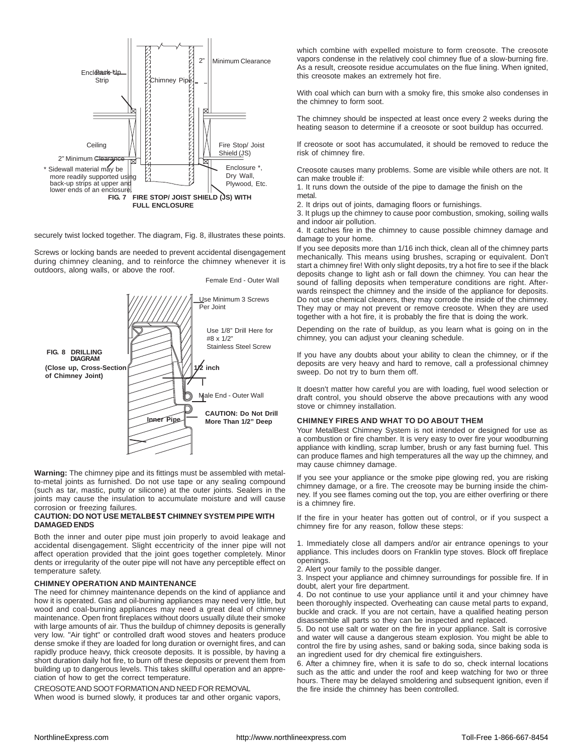FIG. 7 FIRE STOP/ JOIST SHIELD (JS) WITH FULL ENCLOSURE

securely twist locked together. The diagram, Fig. 8, illustrates these points.

Screws or locking bands are needed to prevent accidental disengagement during chimney cleaning, and to reinforce the chimney whenever it is outdoors, along walls, or above the roof.

FIG. 8 DRILLING DIAGRAM (Close up, Cross-Section of Chimney Joint)

**Warning:** The chimney pipe and its fittings must be assembled with metal-to-metal joints as furnished. Do not use tape or any sealing compound (such as tar, mastic, putty or silicone) at the outer joints. Sealers in the joints may cause the insulation to accumulate moisture and will cause corrosion or freezing failures.

**CAUTION: DO NOT USE METALBEST CHIMNEY SYSTEM PIPE WITH DAMAGED ENDS**

Both the inner and outer pipe must join properly to avoid leakage and accidental disengagement. Slight eccentricity of the inner pipe will not affect operation provided that the joint goes together completely. Minor dents or irregularity of the outer pipe will not have any perceptible effect on temperature safety.

### CHIMNEY OPERATION AND MAINTENANCE

The need for chimney maintenance depends on the kind of appliance and how it is operated. Gas and oil-burning appliances may need very little, but wood and coal-burning appliances may need a great deal of chimney maintenance. Open front fireplaces without doors usually dilute their smoke with large amounts of air. Thus the buildup of chimney deposits is generally very low. "Air tight" or controlled draft wood stoves and heaters produce dense smoke if they are loaded for long duration or overnight fires, and can rapidly produce heavy, thick creosote deposits. It is possible, by having a short duration daily hot fire, to burn off these deposits or prevent them from building up to dangerous levels. This takes skillful operation and an appreciation of how to get the correct temperature.

CREOSOTE AND SOOT FORMATION AND NEED FOR REMOVAL

When wood is burned slowly, it produces tar and other organic vapors, which combine with expelled moisture to form creosote. The creosote vapors condense in the relatively cool chimney flue of a slow-burning fire. As a result, creosote residue accumulates on the flue lining. When ignited, this creosote makes an extremely hot fire.

With coal which can burn with a smoky fire, this smoke also condenses in the chimney to form soot.

The chimney should be inspected at least once every 2 weeks during the heating season to determine if a creosote or soot buildup has occurred.

If creosote or soot has accumulated, it should be removed to reduce the risk of chimney fire.

Creosote causes many problems. Some are visible while others are not. It can make trouble if:

1. It runs down the outside of the pipe to damage the finish on the metal.
2. It drips out of joints, damaging floors or furnishings.
3. It plugs up the chimney to cause poor combustion, smoking, soiling walls and indoor air pollution.
4. It catches fire in the chimney to cause possible chimney damage and damage to your home.

If you see deposits more than 1/16 inch thick, clean all of the chimney parts mechanically. This means using brushes, scraping or equivalent. Don't start a chimney fire! With only slight deposits, try a hot fire to see if the black deposits change to light ash or fall down the chimney. You can hear the sound of falling deposits when temperature conditions are right. Afterwards reinspect the chimney and the inside of the appliance for deposits. Do not use chemical cleaners, they may corrode the inside of the chimney. They may or may not prevent or remove creosote. When they are used together with a hot fire, it is probably the fire that is doing the work.

Depending on the rate of buildup, as you learn what is going on in the chimney, you can adjust your cleaning schedule.

If you have any doubts about your ability to clean the chimney, or if the deposits are very heavy and hard to remove, call a professional chimney sweep. Do not try to burn them off.

It doesn't matter how careful you are with loading, fuel wood selection or draft control, you should observe the above precautions with any wood stove or chimney installation.

### CHIMNEY FIRES AND WHAT TO DO ABOUT THEM

Your MetalBest Chimney System is not intended or designed for use as a combustion or fire chamber. It is very easy to over fire your woodburning appliance with kindling, scrap lumber, brush or any fast burning fuel. This can produce flames and high temperatures all the way up the chimney, and may cause chimney damage.

If you see your appliance or the smoke pipe glowing red, you are risking chimney damage, or a fire. The creosote may be burning inside the chimney. If you see flames coming out the top, you are either overfiring or there is a chimney fire.

If the fire in your heater has gotten out of control, or if you suspect a chimney fire for any reason, follow these steps:

1. Immediately close all dampers and/or air entrance openings to your appliance. This includes doors on Franklin type stoves. Block off fireplace openings.
2. Alert your family to the possible danger.
3. Inspect your appliance and chimney surroundings for possible fire. If in doubt, alert your fire department.
4. Do not continue to use your appliance until it and your chimney have been thoroughly inspected. Overheating can cause metal parts to expand, buckle and crack. If you are not certain, have a qualified heating person disassemble all parts so they can be inspected and replaced.
5. Do not use salt or water on the fire in your appliance. Salt is corrosive and water will cause a dangerous steam explosion. You might be able to control the fire by using ashes, sand or baking soda, since baking soda is an ingredient used for dry chemical fire extinguishers.
6. After a chimney fire, when it is safe to do so, check internal locations such as the attic and under the roof and keep watching for two or three hours. There may be delayed smoldering and subsequent ignition, even if the fire inside the chimney has been controlled.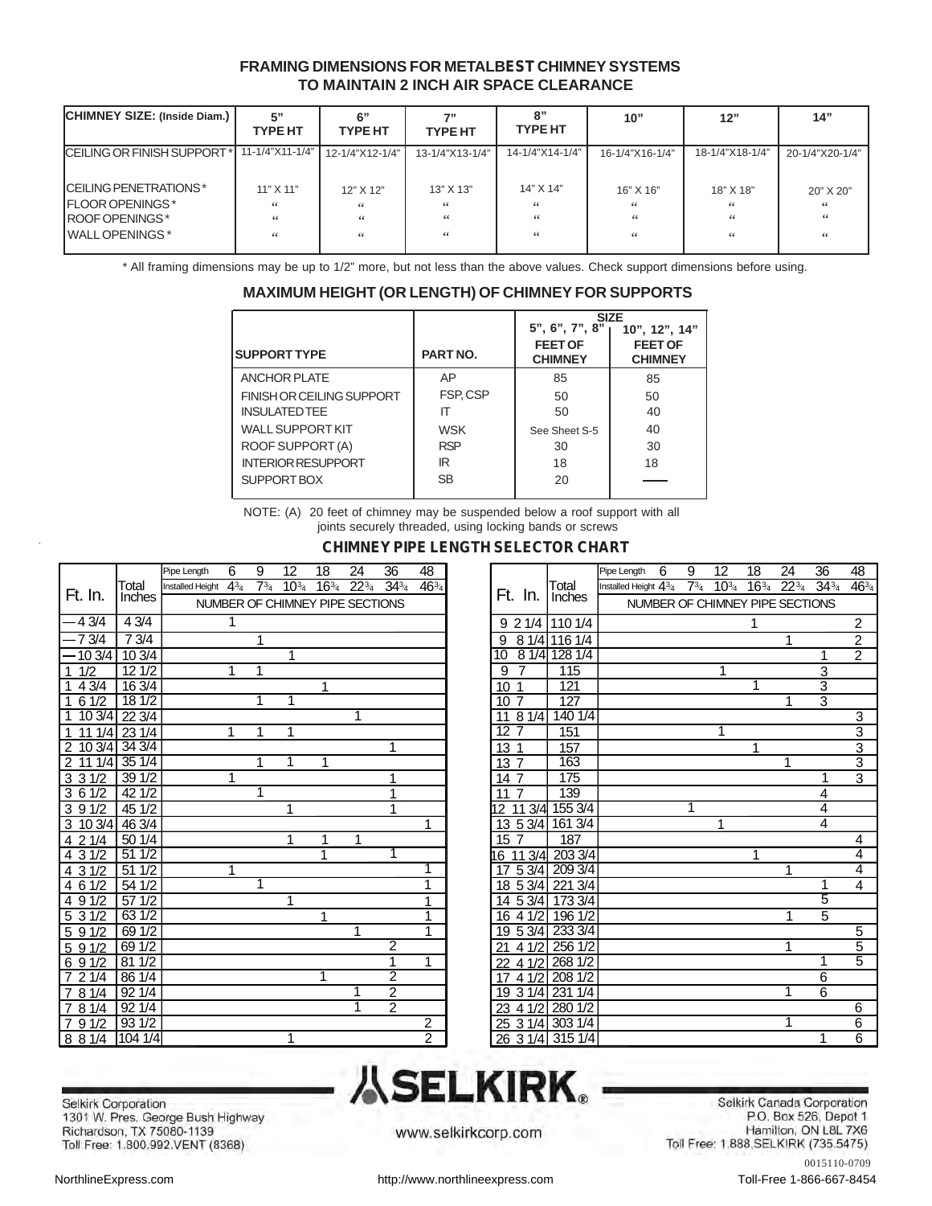## FRAMING DIMENSIONS FOR METALBEST CHIMNEY SYSTEMS TO MAINTAIN 2 INCH AIR SPACE CLEARANCE

| CHIMNEY SIZE: (Inside Diam.) | 5" TYPE HT | 6" TYPE HT | 7" TYPE HT | 8" TYPE HT | 10" | 12" | 14" |
|---|---|---|---|---|---|---|---|
| CEILING OR FINISH SUPPORT* | 11-1/4"X11-1/4" | 12-1/4"X12-1/4" | 13-1/4"X13-1/4" | 14-1/4"X14-1/4" | 16-1/4"X16-1/4" | 18-1/4"X18-1/4" | 20-1/4"X20-1/4" |
| CEILING PENETRATIONS* | 11" X 11" | 12" X 12" | 13" X 13" | 14" X 14" | 16" X 16" | 18" X 18" | 20" X 20" |
| FLOOR OPENINGS* | " | " | " | " | " | " | " |
| ROOF OPENINGS* | " | " | " | " | " | " | " |
| WALL OPENINGS* | " | " | " | " | " | " | " |

* All framing dimensions may be up to 1/2" more, but not less than the above values. Check support dimensions before using.

## MAXIMUM HEIGHT (OR LENGTH) OF CHIMNEY FOR SUPPORTS

| SUPPORT TYPE | PART NO. | SIZE 5", 6", 7", 8" FEET OF CHIMNEY | SIZE 10", 12", 14" FEET OF CHIMNEY |
|---|---|---|---|
| ANCHOR PLATE | AP | 85 | 85 |
| FINISH OR CEILING SUPPORT | FSP, CSP | 50 | 50 |
| INSULATED TEE | IT | 50 | 40 |
| WALL SUPPORT KIT | WSK | See Sheet S-5 | 40 |
| ROOF SUPPORT (A) | RSP | 30 | 30 |
| INTERIOR RESUPPORT | IR | 18 | 18 |
| SUPPORT BOX | SB | 20 | —— |

NOTE: (A) 20 feet of chimney may be suspended below a roof support with all joints securely threaded, using locking bands or screws

## CHIMNEY PIPE LENGTH SELECTOR CHART

| Ft. In. | Total Inches | 6 (Installed Height 4 3/4) | 9 (7 3/4) | 12 (10 3/4) | 18 (16 3/4) | 24 (22 3/4) | 36 (34 3/4) | 48 (46 3/4) |
|---|---|---|---|---|---|---|---|---|
| | | NUMBER OF CHIMNEY PIPE SECTIONS | | | | | | |
| — 4 3/4 | 4 3/4 | 1 | | | | | | |
| — 7 3/4 | 7 3/4 | | 1 | | | | | |
| — 10 3/4 | 10 3/4 | | | 1 | | | | |
| 1 1/2 | 12 1/2 | 1 | 1 | | | | | |
| 1 4 3/4 | 16 3/4 | | | | 1 | | | |
| 1 6 1/2 | 18 1/2 | | 1 | 1 | | | | |
| 1 10 3/4 | 22 3/4 | | | | | 1 | | |
| 1 11 1/4 | 23 1/4 | 1 | 1 | 1 | | | | |
| 2 10 3/4 | 34 3/4 | | | | | | 1 | |
| 2 11 1/4 | 35 1/4 | | 1 | 1 | 1 | | | |
| 3 3 1/2 | 39 1/2 | 1 | | | | | 1 | |
| 3 6 1/2 | 42 1/2 | | 1 | | | | 1 | |
| 3 9 1/2 | 45 1/2 | | | 1 | | | 1 | |
| 3 10 3/4 | 46 3/4 | | | | | | | 1 |
| 4 2 1/4 | 50 1/4 | | | 1 | 1 | 1 | | |
| 4 3 1/2 | 51 1/2 | | | | 1 | | 1 | |
| 4 3 1/2 | 51 1/2 | 1 | | | | | | 1 |
| 4 6 1/2 | 54 1/2 | | 1 | | | | | 1 |
| 4 9 1/2 | 57 1/2 | | | 1 | | | | 1 |
| 5 3 1/2 | 63 1/2 | | | | 1 | | | 1 |
| 5 9 1/2 | 69 1/2 | | | | | 1 | | 1 |
| 5 9 1/2 | 69 1/2 | | | | | | 2 | |
| 6 9 1/2 | 81 1/2 | | | | | | 1 | 1 |
| 7 2 1/4 | 86 1/4 | | | | 1 | | 2 | |
| 7 8 1/4 | 92 1/4 | | | | | 1 | 2 | |
| 7 8 1/4 | 92 1/4 | | | | | 1 | 2 | |
| 7 9 1/2 | 93 1/2 | | | | | | | 2 |
| 8 8 1/4 | 104 1/4 | | | 1 | | | | 2 |
| 9 2 1/4 | 110 1/4 | | | | 1 | | | 2 |
| 9 8 1/4 | 116 1/4 | | | | | 1 | | 2 |
| 10 8 1/4 | 128 1/4 | | | | | | 1 | 2 |
| 9 7 | 115 | | | 1 | | | 3 | |
| 10 1 | 121 | | | | 1 | | 3 | |
| 10 7 | 127 | | | | | 1 | 3 | |
| 11 8 1/4 | 140 1/4 | | | | | | | 3 |
| 12 7 | 151 | | | 1 | | | | 3 |
| 13 1 | 157 | | | | 1 | | | 3 |
| 13 7 | 163 | | | | | 1 | | 3 |
| 14 7 | 175 | | | | | | 1 | 3 |
| 11 7 | 139 | | | | | | 4 | |
| 12 11 3/4 | 155 3/4 | | 1 | | | | 4 | |
| 13 5 3/4 | 161 3/4 | | | 1 | | | 4 | |
| 15 7 | 187 | | | | | | | 4 |
| 16 11 3/4 | 203 3/4 | | | | 1 | | | 4 |
| 17 5 3/4 | 209 3/4 | | | | | 1 | | 4 |
| 18 5 3/4 | 221 3/4 | | | | | | 1 | 4 |
| 14 5 3/4 | 173 3/4 | | | | | | 5 | |
| 16 4 1/2 | 196 1/2 | | | | | 1 | 5 | |
| 19 5 3/4 | 233 3/4 | | | | | | | 5 |
| 21 4 1/2 | 256 1/2 | | | | | 1 | | 5 |
| 22 4 1/2 | 268 1/2 | | | | | | 1 | 5 |
| 17 4 1/2 | 208 1/2 | | | | | | 6 | |
| 19 3 1/4 | 231 1/4 | | | | | 1 | 6 | |
| 23 4 1/2 | 280 1/2 | | | | | | | 6 |
| 25 3 1/4 | 303 1/4 | | | | | 1 | | 6 |
| 26 3 1/4 | 315 1/4 | | | | | | 1 | 6 |

SELKIRK®

Selkirk Corporation
1301 W. Pres. George Bush Highway
Richardson, TX 75080-1139
Toll Free: 1.800.992.VENT (8368)

www.selkirkcorp.com

Selkirk Canada Corporation
P.O. Box 526, Depot 1
Hamilton, ON L8L 7X6
Toll Free: 1.888.SELKIRK (735.5475)

0015110-0709